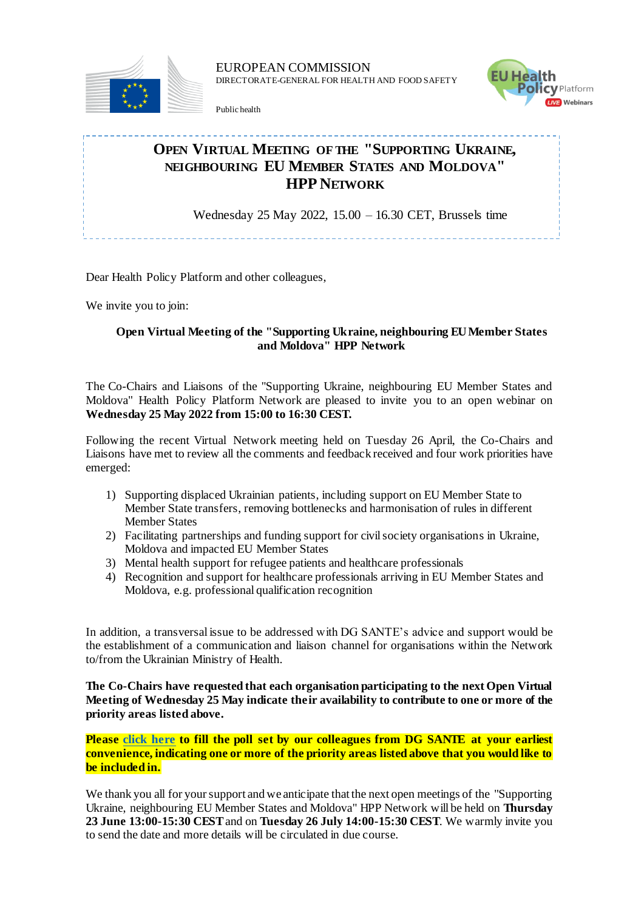EUROPEAN COMMISSION
DIRECTORATE-GENERAL FOR HEALTH AND FOOD SAFETY

Public health

# Open Virtual Meeting of the "Supporting Ukraine, neighbouring EU Member States and Moldova" HPP Network

Wednesday 25 May 2022, 15.00 – 16.30 CET, Brussels time

Dear Health Policy Platform and other colleagues,

We invite you to join:

**Open Virtual Meeting of the "Supporting Ukraine, neighbouring EU Member States and Moldova" HPP Network**

The Co-Chairs and Liaisons of the "Supporting Ukraine, neighbouring EU Member States and Moldova" Health Policy Platform Network are pleased to invite you to an open webinar on **Wednesday 25 May 2022 from 15:00 to 16:30 CEST.**

Following the recent Virtual Network meeting held on Tuesday 26 April, the Co-Chairs and Liaisons have met to review all the comments and feedback received and four work priorities have emerged:

1) Supporting displaced Ukrainian patients, including support on EU Member State to Member State transfers, removing bottlenecks and harmonisation of rules in different Member States
2) Facilitating partnerships and funding support for civil society organisations in Ukraine, Moldova and impacted EU Member States
3) Mental health support for refugee patients and healthcare professionals
4) Recognition and support for healthcare professionals arriving in EU Member States and Moldova, e.g. professional qualification recognition

In addition, a transversal issue to be addressed with DG SANTE's advice and support would be the establishment of a communication and liaison channel for organisations within the Network to/from the Ukrainian Ministry of Health.

**The Co-Chairs have requested that each organisation participating to the next Open Virtual Meeting of Wednesday 25 May indicate their availability to contribute to one or more of the priority areas listed above.**

**Please click here to fill the poll set by our colleagues from DG SANTE at your earliest convenience, indicating one or more of the priority areas listed above that you would like to be included in.**

We thank you all for your support and we anticipate that the next open meetings of the "Supporting Ukraine, neighbouring EU Member States and Moldova" HPP Network will be held on **Thursday 23 June 13:00-15:30 CEST** and on **Tuesday 26 July 14:00-15:30 CEST**. We warmly invite you to send the date and more details will be circulated in due course.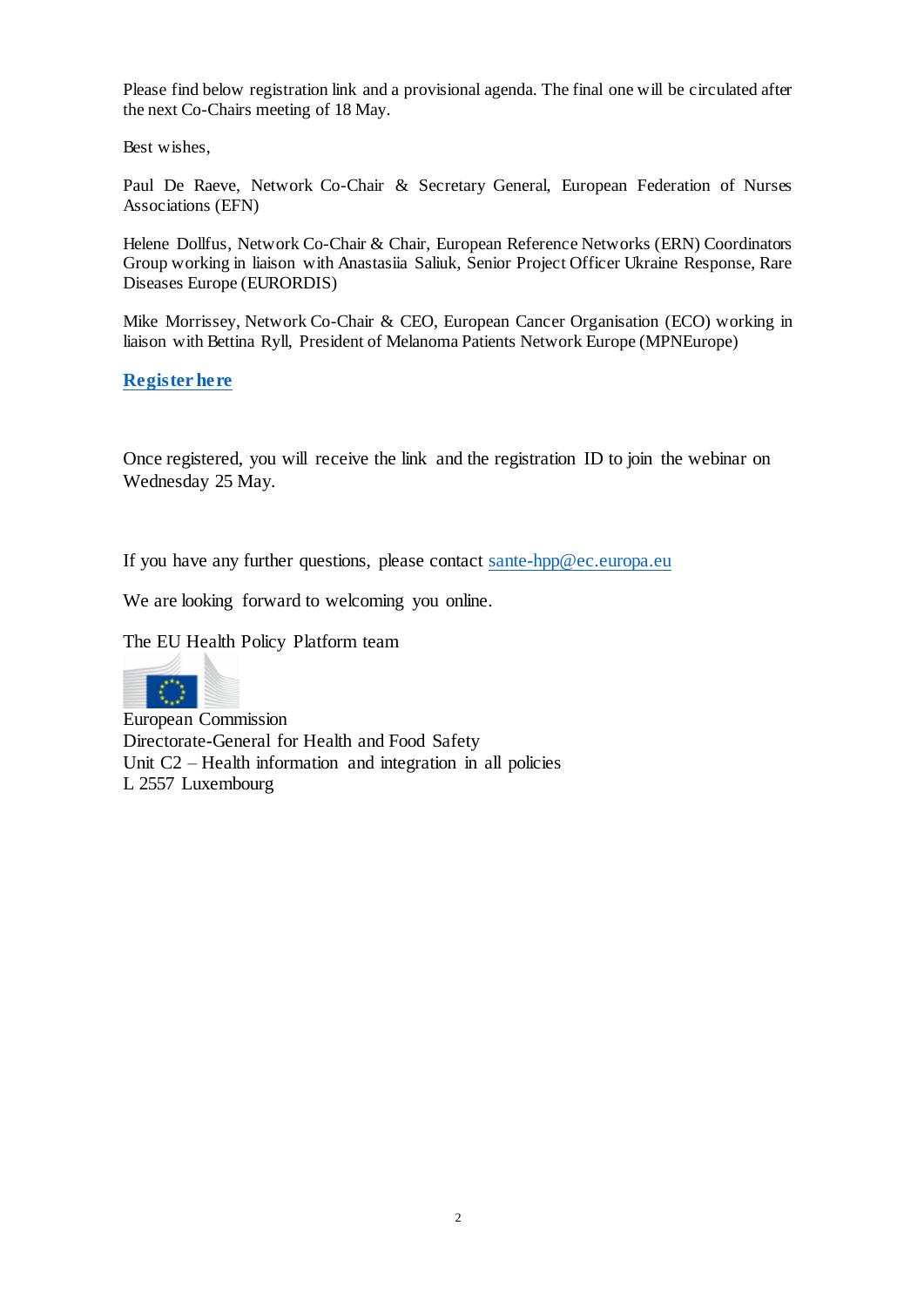Please find below registration link and a provisional agenda. The final one will be circulated after the next Co-Chairs meeting of 18 May.

Best wishes,

Paul De Raeve, Network Co-Chair & Secretary General, European Federation of Nurses Associations (EFN)

Helene Dollfus, Network Co-Chair & Chair, European Reference Networks (ERN) Coordinators Group working in liaison with Anastasiia Saliuk, Senior Project Officer Ukraine Response, Rare Diseases Europe (EURORDIS)

Mike Morrissey, Network Co-Chair & CEO, European Cancer Organisation (ECO) working in liaison with Bettina Ryll, President of Melanoma Patients Network Europe (MPNEurope)

**Register here**

Once registered, you will receive the link and the registration ID to join the webinar on Wednesday 25 May.

If you have any further questions, please contact sante-hpp@ec.europa.eu

We are looking forward to welcoming you online.

The EU Health Policy Platform team

European Commission
Directorate-General for Health and Food Safety
Unit C2 – Health information and integration in all policies
L 2557 Luxembourg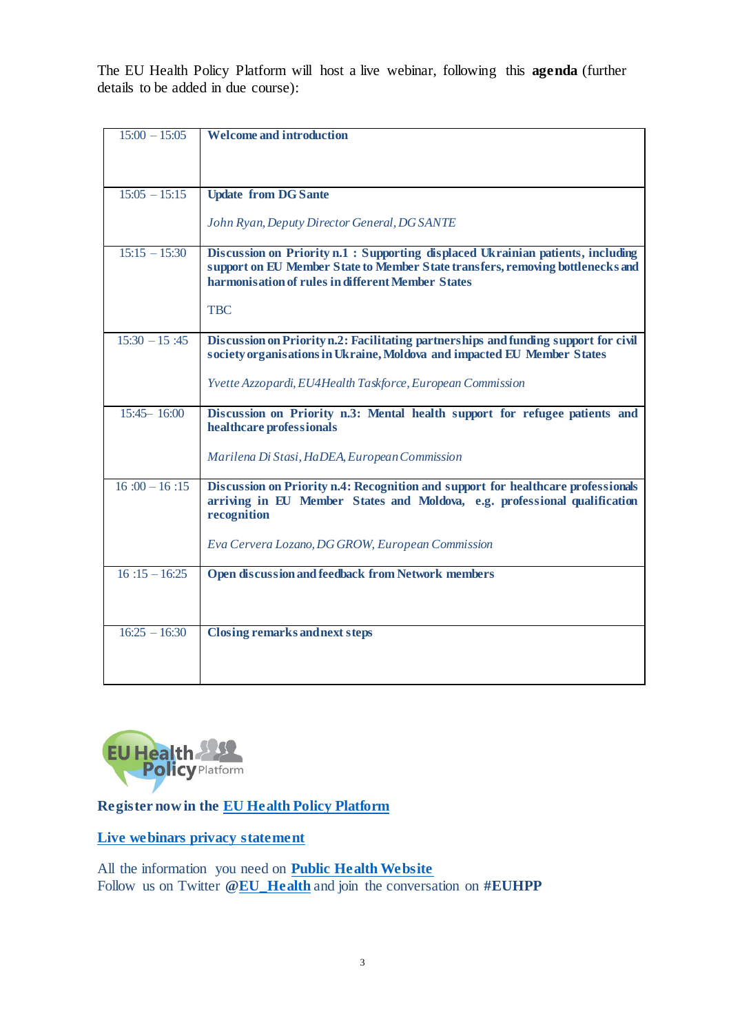The EU Health Policy Platform will host a live webinar, following this **agenda** (further details to be added in due course):

| | |
|---|---|
| 15:00 – 15:05 | **Welcome and introduction** |
| 15:05 – 15:15 | **Update from DG Sante**<br><br>*John Ryan, Deputy Director General, DG SANTE* |
| 15:15 – 15:30 | **Discussion on Priority n.1 : Supporting displaced Ukrainian patients, including support on EU Member State to Member State transfers, removing bottlenecks and harmonisation of rules in different Member States**<br><br>TBC |
| 15:30 – 15 :45 | **Discussion on Priority n.2: Facilitating partnerships and funding support for civil society organisations in Ukraine, Moldova and impacted EU Member States**<br><br>*Yvette Azzopardi, EU4Health Taskforce, European Commission* |
| 15:45– 16:00 | **Discussion on Priority n.3: Mental health support for refugee patients and healthcare professionals**<br><br>*Marilena Di Stasi, HaDEA, European Commission* |
| 16 :00 – 16 :15 | **Discussion on Priority n.4: Recognition and support for healthcare professionals arriving in EU Member States and Moldova, e.g. professional qualification recognition**<br><br>*Eva Cervera Lozano, DG GROW, European Commission* |
| 16 :15 – 16:25 | **Open discussion and feedback from Network members** |
| 16:25 – 16:30 | **Closing remarks and next steps** |

EU Health Policy Platform

**Register now in the EU Health Policy Platform**

**Live webinars privacy statement**

All the information you need on **Public Health Website**
Follow us on Twitter **@EU_Health** and join the conversation on **#EUHPP**